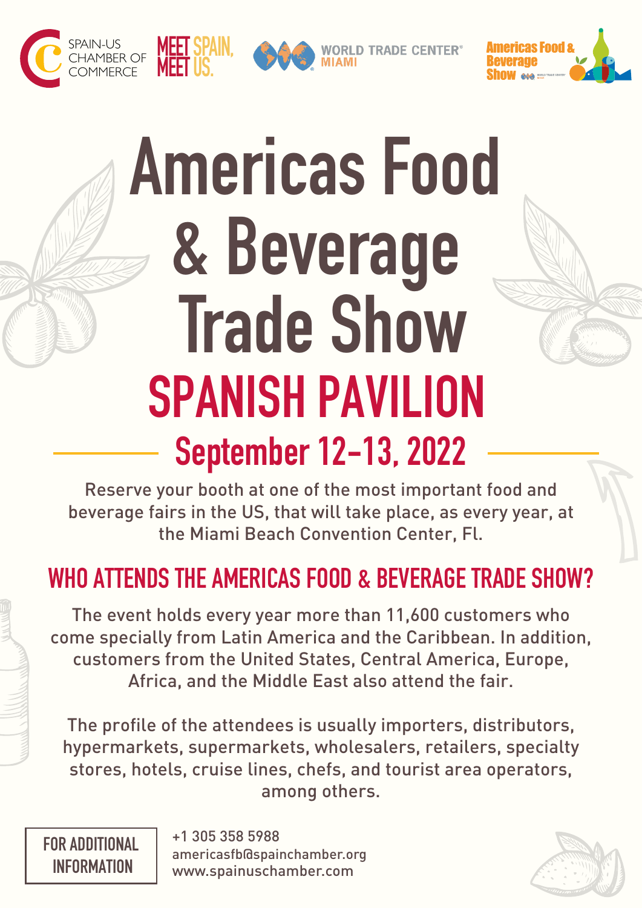SPAIN-US CHAMBER OF COMMERCE

MEET SPAIN, MEET US.

WORLD TRADE CENTER® MIAMI

Americas Food & Beverage Show

# Americas Food & Beverage Trade Show

## SPANISH PAVILION

## September 12-13, 2022

Reserve your booth at one of the most important food and beverage fairs in the US, that will take place, as every year, at the Miami Beach Convention Center, Fl.

## WHO ATTENDS THE AMERICAS FOOD & BEVERAGE TRADE SHOW?

The event holds every year more than 11,600 customers who come specially from Latin America and the Caribbean. In addition, customers from the United States, Central America, Europe, Africa, and the Middle East also attend the fair.

The profile of the attendees is usually importers, distributors, hypermarkets, supermarkets, wholesalers, retailers, specialty stores, hotels, cruise lines, chefs, and tourist area operators, among others.

**FOR ADDITIONAL INFORMATION**

+1 305 358 5988
americasfb@spainchamber.org
www.spainuschamber.com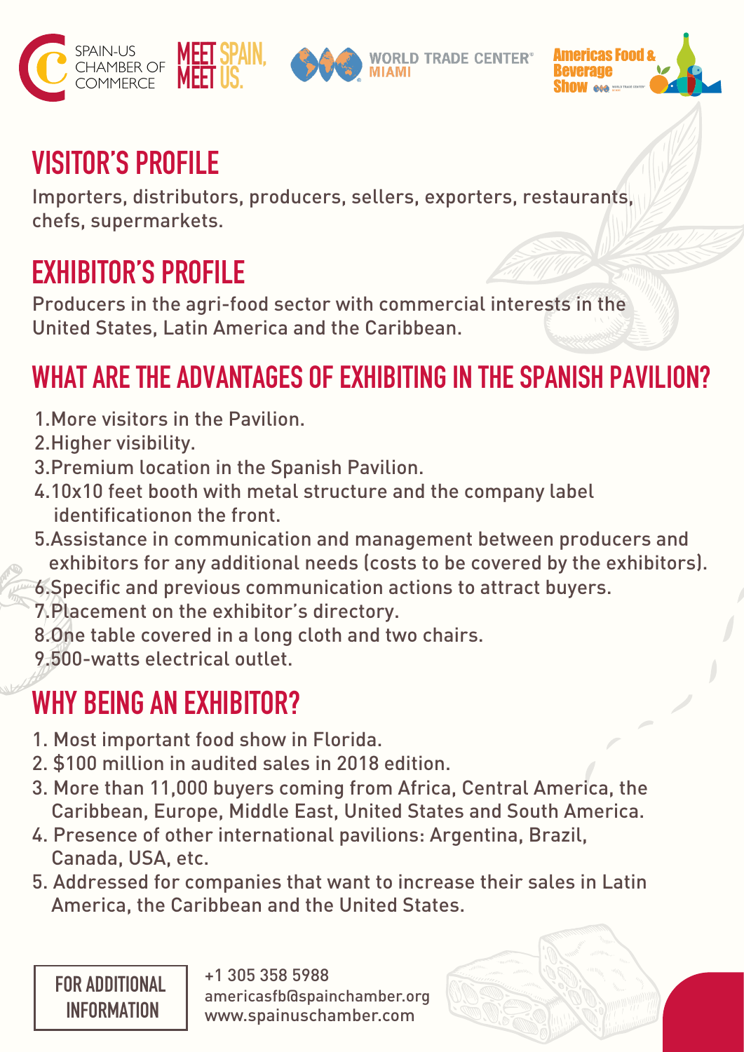SPAIN-US CHAMBER OF COMMERCE MEET SPAIN, MEET US. WORLD TRADE CENTER® MIAMI Americas Food & Beverage Show

## VISITOR'S PROFILE

Importers, distributors, producers, sellers, exporters, restaurants, chefs, supermarkets.

## EXHIBITOR'S PROFILE

Producers in the agri-food sector with commercial interests in the United States, Latin America and the Caribbean.

## WHAT ARE THE ADVANTAGES OF EXHIBITING IN THE SPANISH PAVILION?

1. More visitors in the Pavilion.
2. Higher visibility.
3. Premium location in the Spanish Pavilion.
4. 10x10 feet booth with metal structure and the company label identificationon the front.
5. Assistance in communication and management between producers and exhibitors for any additional needs (costs to be covered by the exhibitors).
6. Specific and previous communication actions to attract buyers.
7. Placement on the exhibitor's directory.
8. One table covered in a long cloth and two chairs.
9. 500-watts electrical outlet.

## WHY BEING AN EXHIBITOR?

1. Most important food show in Florida.
2. $100 million in audited sales in 2018 edition.
3. More than 11,000 buyers coming from Africa, Central America, the Caribbean, Europe, Middle East, United States and South America.
4. Presence of other international pavilions: Argentina, Brazil, Canada, USA, etc.
5. Addressed for companies that want to increase their sales in Latin America, the Caribbean and the United States.

**FOR ADDITIONAL INFORMATION**

+1 305 358 5988
americasfb@spainchamber.org
www.spainuschamber.com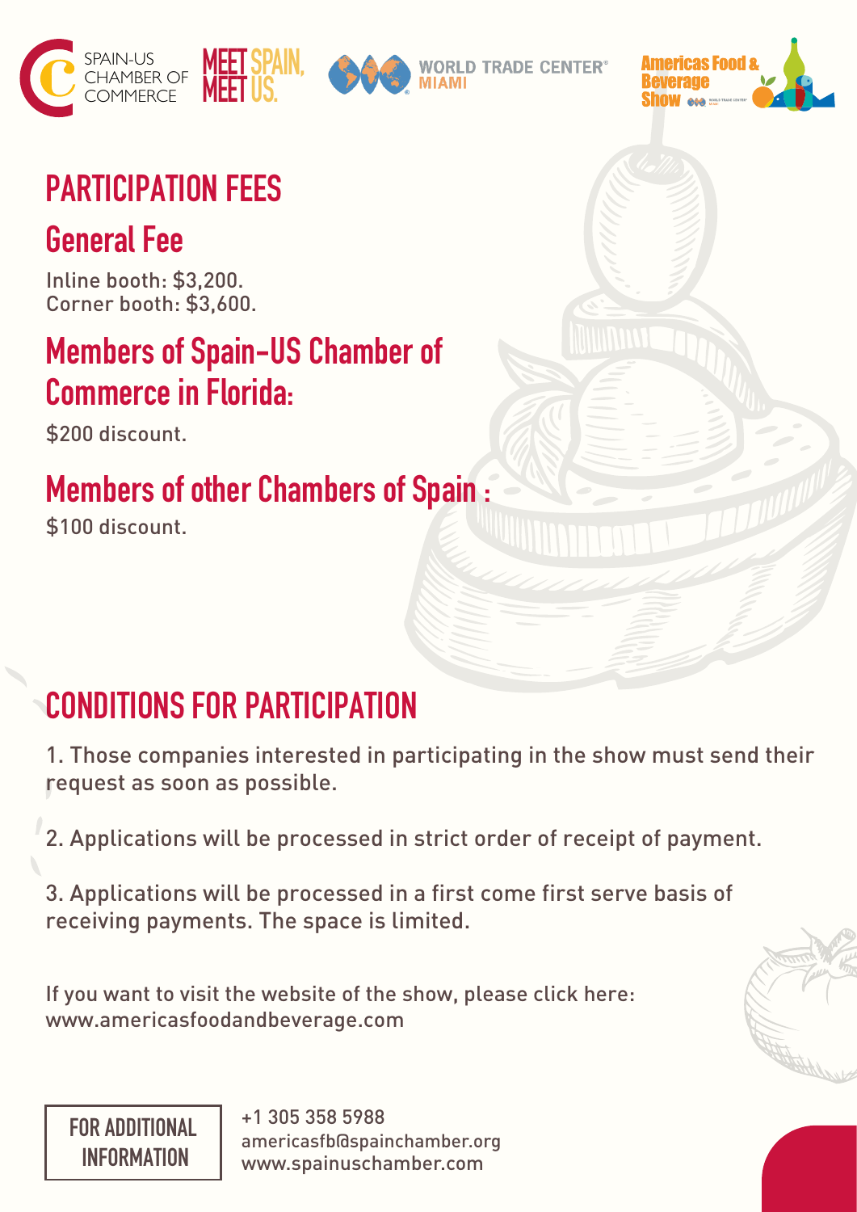# PARTICIPATION FEES

## General Fee

Inline booth: $3,200.
Corner booth: $3,600.

## Members of Spain-US Chamber of Commerce in Florida:

$200 discount.

## Members of other Chambers of Spain :

$100 discount.

# CONDITIONS FOR PARTICIPATION

1. Those companies interested in participating in the show must send their request as soon as possible.

2. Applications will be processed in strict order of receipt of payment.

3. Applications will be processed in a first come first serve basis of receiving payments. The space is limited.

If you want to visit the website of the show, please click here:
www.americasfoodandbeverage.com

**FOR ADDITIONAL INFORMATION**

+1 305 358 5988
americasfb@spainchamber.org
www.spainuschamber.com